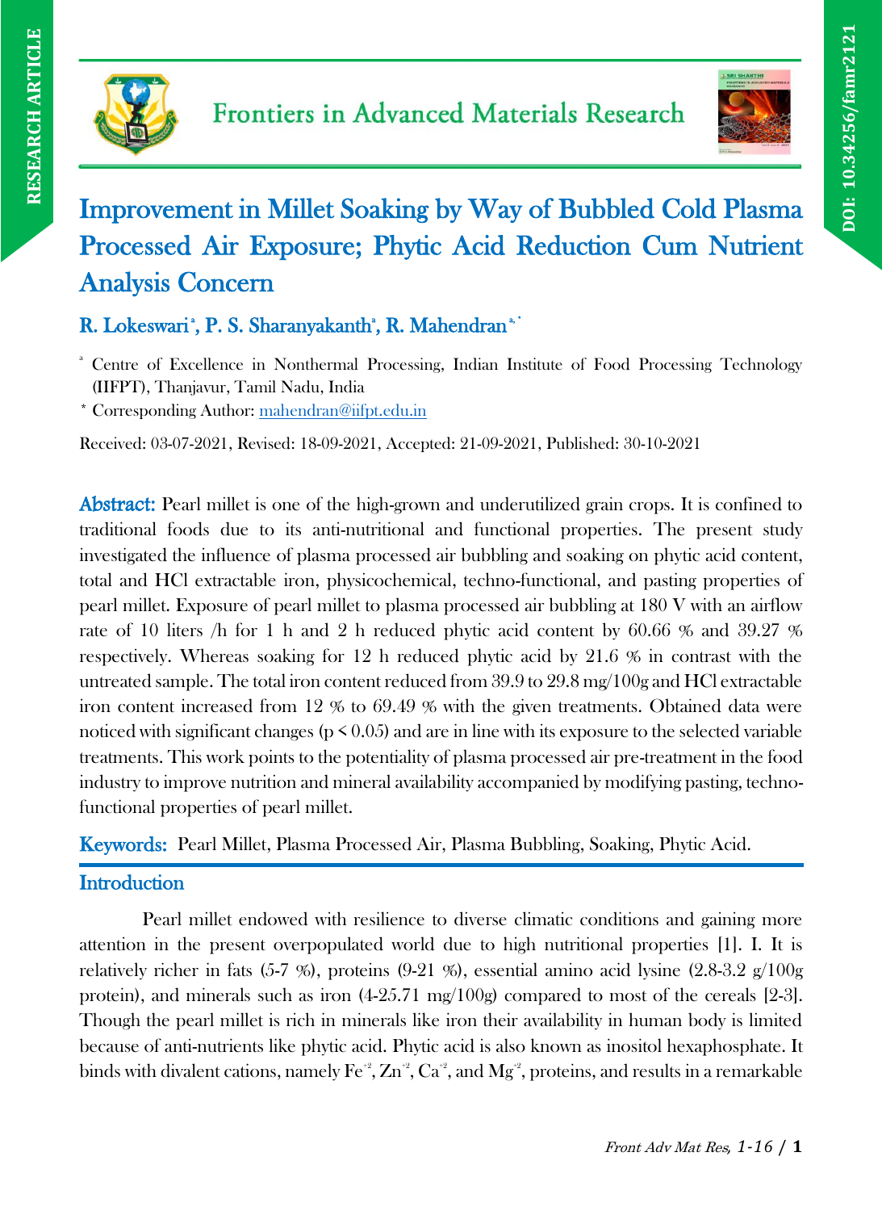# Improvement in Millet Soaking by Way of Bubbled Cold Plasma Processed Air Exposure; Phytic Acid Reduction Cum Nutrient Analysis Concern

**R. Lokeswari[a], P. S. Sharanyakanth[a], R. Mahendran[a,*]**

[a] Centre of Excellence in Nonthermal Processing, Indian Institute of Food Processing Technology (IIFPT), Thanjavur, Tamil Nadu, India

[*] Corresponding Author: mahendran@iifpt.edu.in

Received: 03-07-2021, Revised: 18-09-2021, Accepted: 21-09-2021, Published: 30-10-2021

**Abstract:** Pearl millet is one of the high-grown and underutilized grain crops. It is confined to traditional foods due to its anti-nutritional and functional properties. The present study investigated the influence of plasma processed air bubbling and soaking on phytic acid content, total and HCl extractable iron, physicochemical, techno-functional, and pasting properties of pearl millet. Exposure of pearl millet to plasma processed air bubbling at 180 V with an airflow rate of 10 liters /h for 1 h and 2 h reduced phytic acid content by 60.66 % and 39.27 % respectively. Whereas soaking for 12 h reduced phytic acid by 21.6 % in contrast with the untreated sample. The total iron content reduced from 39.9 to 29.8 mg/100g and HCl extractable iron content increased from 12 % to 69.49 % with the given treatments. Obtained data were noticed with significant changes ($p < 0.05$) and are in line with its exposure to the selected variable treatments. This work points to the potentiality of plasma processed air pre-treatment in the food industry to improve nutrition and mineral availability accompanied by modifying pasting, techno-functional properties of pearl millet.

**Keywords:** Pearl Millet, Plasma Processed Air, Plasma Bubbling, Soaking, Phytic Acid.

## Introduction

Pearl millet endowed with resilience to diverse climatic conditions and gaining more attention in the present overpopulated world due to high nutritional properties [1]. I. It is relatively richer in fats (5-7 %), proteins (9-21 %), essential amino acid lysine (2.8-3.2 g/100g protein), and minerals such as iron (4-25.71 mg/100g) compared to most of the cereals [2-3]. Though the pearl millet is rich in minerals like iron their availability in human body is limited because of anti-nutrients like phytic acid. Phytic acid is also known as inositol hexaphosphate. It binds with divalent cations, namely $Fe^{+2}$, $Zn^{+2}$, $Ca^{+2}$, and $Mg^{+2}$, proteins, and results in a remarkable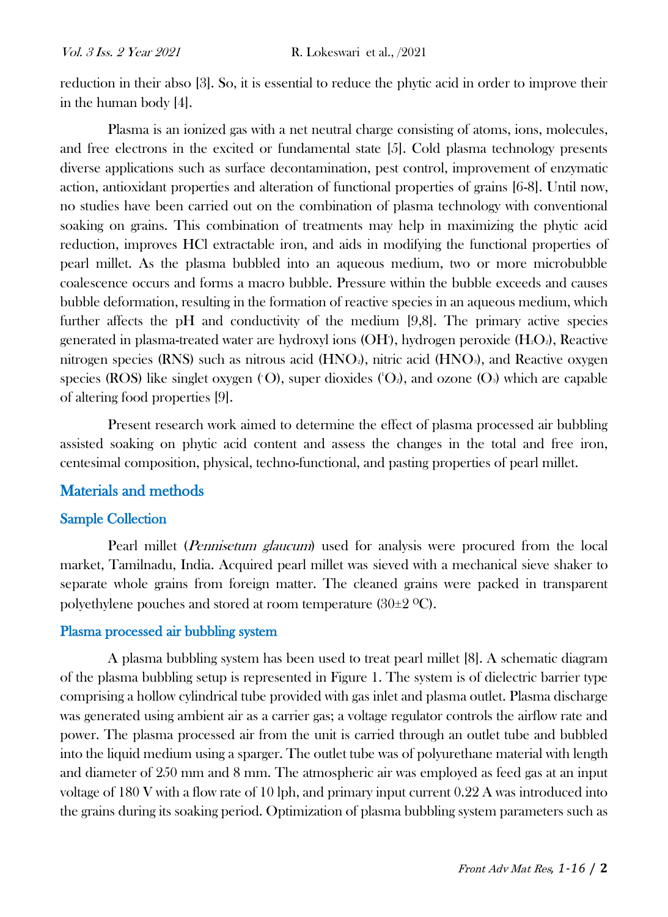reduction in their abso [3]. So, it is essential to reduce the phytic acid in order to improve their in the human body [4].

Plasma is an ionized gas with a net neutral charge consisting of atoms, ions, molecules, and free electrons in the excited or fundamental state [5]. Cold plasma technology presents diverse applications such as surface decontamination, pest control, improvement of enzymatic action, antioxidant properties and alteration of functional properties of grains [6-8]. Until now, no studies have been carried out on the combination of plasma technology with conventional soaking on grains. This combination of treatments may help in maximizing the phytic acid reduction, improves HCl extractable iron, and aids in modifying the functional properties of pearl millet. As the plasma bubbled into an aqueous medium, two or more microbubble coalescence occurs and forms a macro bubble. Pressure within the bubble exceeds and causes bubble deformation, resulting in the formation of reactive species in an aqueous medium, which further affects the pH and conductivity of the medium [9,8]. The primary active species generated in plasma-treated water are hydroxyl ions ($OH^-$), hydrogen peroxide ($H_2O_2$), Reactive nitrogen species (RNS) such as nitrous acid ($HNO_2$), nitric acid ($HNO_3$), and Reactive oxygen species (ROS) like singlet oxygen ($^-O$), super dioxides ($^1O_2$), and ozone ($O_3$) which are capable of altering food properties [9].

Present research work aimed to determine the effect of plasma processed air bubbling assisted soaking on phytic acid content and assess the changes in the total and free iron, centesimal composition, physical, techno-functional, and pasting properties of pearl millet.

## Materials and methods

### Sample Collection

Pearl millet (*Pennisetum glaucum*) used for analysis were procured from the local market, Tamilnadu, India. Acquired pearl millet was sieved with a mechanical sieve shaker to separate whole grains from foreign matter. The cleaned grains were packed in transparent polyethylene pouches and stored at room temperature (30±2 ºC).

### Plasma processed air bubbling system

A plasma bubbling system has been used to treat pearl millet [8]. A schematic diagram of the plasma bubbling setup is represented in Figure 1. The system is of dielectric barrier type comprising a hollow cylindrical tube provided with gas inlet and plasma outlet. Plasma discharge was generated using ambient air as a carrier gas; a voltage regulator controls the airflow rate and power. The plasma processed air from the unit is carried through an outlet tube and bubbled into the liquid medium using a sparger. The outlet tube was of polyurethane material with length and diameter of 250 mm and 8 mm. The atmospheric air was employed as feed gas at an input voltage of 180 V with a flow rate of 10 lph, and primary input current 0.22 A was introduced into the grains during its soaking period. Optimization of plasma bubbling system parameters such as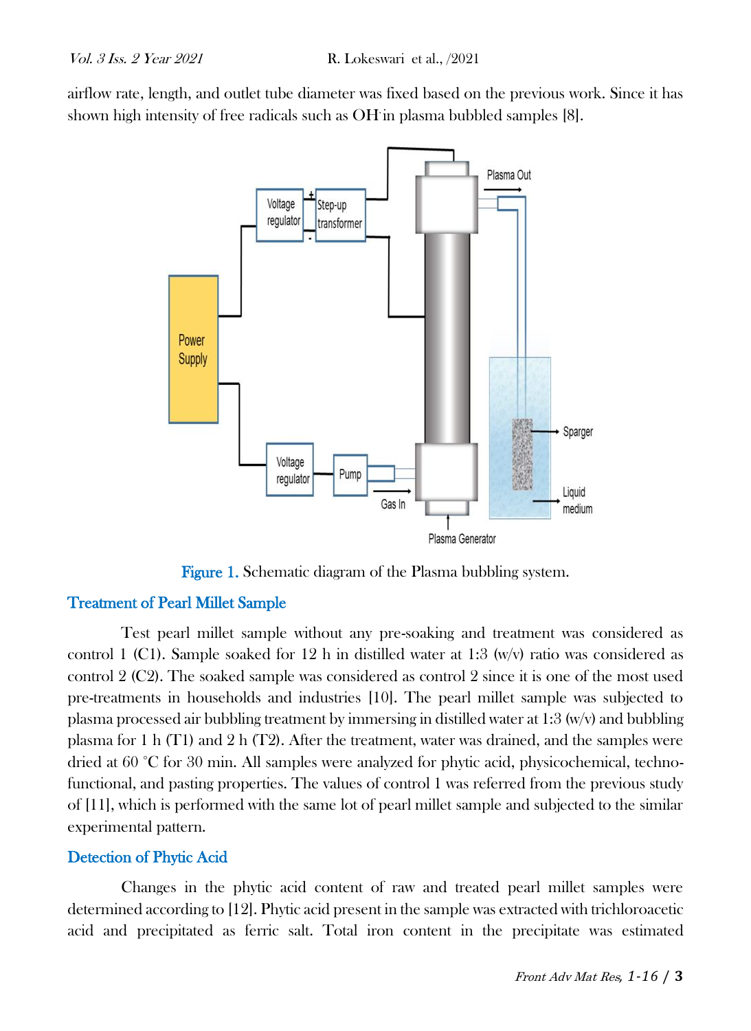airflow rate, length, and outlet tube diameter was fixed based on the previous work. Since it has shown high intensity of free radicals such as $OH^{\cdot}$ in plasma bubbled samples [8].

Figure 1. Schematic diagram of the Plasma bubbling system.

## Treatment of Pearl Millet Sample

Test pearl millet sample without any pre-soaking and treatment was considered as control 1 (C1). Sample soaked for 12 h in distilled water at 1:3 (w/v) ratio was considered as control 2 (C2). The soaked sample was considered as control 2 since it is one of the most used pre-treatments in households and industries [10]. The pearl millet sample was subjected to plasma processed air bubbling treatment by immersing in distilled water at 1:3 (w/v) and bubbling plasma for 1 h (T1) and 2 h (T2). After the treatment, water was drained, and the samples were dried at 60 °C for 30 min. All samples were analyzed for phytic acid, physicochemical, techno-functional, and pasting properties. The values of control 1 was referred from the previous study of [11], which is performed with the same lot of pearl millet sample and subjected to the similar experimental pattern.

## Detection of Phytic Acid

Changes in the phytic acid content of raw and treated pearl millet samples were determined according to [12]. Phytic acid present in the sample was extracted with trichloroacetic acid and precipitated as ferric salt. Total iron content in the precipitate was estimated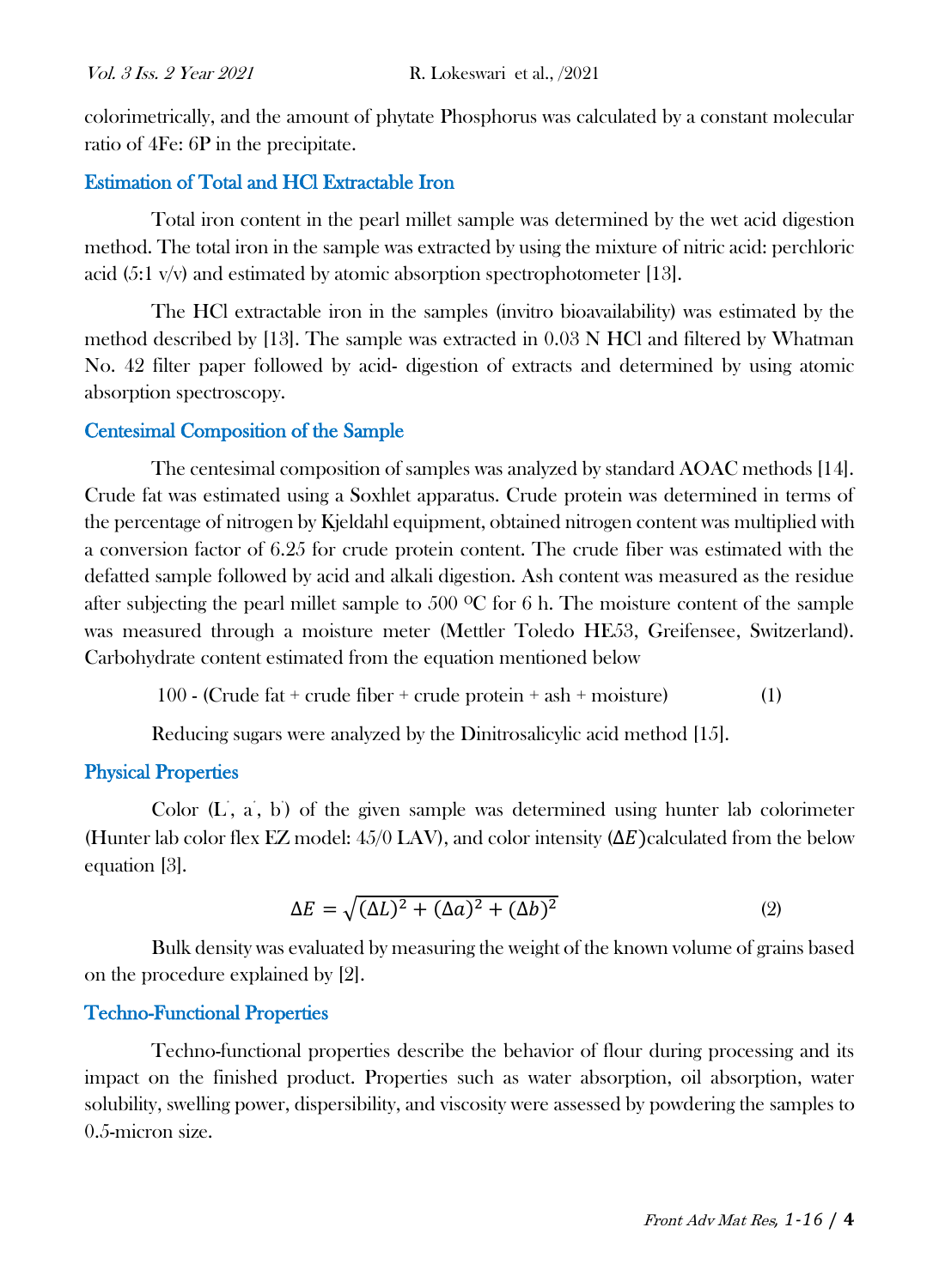colorimetrically, and the amount of phytate Phosphorus was calculated by a constant molecular ratio of 4Fe: 6P in the precipitate.

### Estimation of Total and HCl Extractable Iron

Total iron content in the pearl millet sample was determined by the wet acid digestion method. The total iron in the sample was extracted by using the mixture of nitric acid: perchloric acid (5:1 v/v) and estimated by atomic absorption spectrophotometer [13].

The HCl extractable iron in the samples (invitro bioavailability) was estimated by the method described by [13]. The sample was extracted in 0.03 N HCl and filtered by Whatman No. 42 filter paper followed by acid- digestion of extracts and determined by using atomic absorption spectroscopy.

### Centesimal Composition of the Sample

The centesimal composition of samples was analyzed by standard AOAC methods [14]. Crude fat was estimated using a Soxhlet apparatus. Crude protein was determined in terms of the percentage of nitrogen by Kjeldahl equipment, obtained nitrogen content was multiplied with a conversion factor of 6.25 for crude protein content. The crude fiber was estimated with the defatted sample followed by acid and alkali digestion. Ash content was measured as the residue after subjecting the pearl millet sample to 500 ºC for 6 h. The moisture content of the sample was measured through a moisture meter (Mettler Toledo HE53, Greifensee, Switzerland). Carbohydrate content estimated from the equation mentioned below

$$100 - (\text{Crude fat} + \text{crude fiber} + \text{crude protein} + \text{ash} + \text{moisture}) \quad (1)$$

Reducing sugars were analyzed by the Dinitrosalicylic acid method [15].

### Physical Properties

Color ($L^*$, $a^*$, $b^*$) of the given sample was determined using hunter lab colorimeter (Hunter lab color flex EZ model: 45/0 LAV), and color intensity ($\Delta E$) calculated from the below equation [3].

$$\Delta E = \sqrt{(\Delta L)^2 + (\Delta a)^2 + (\Delta b)^2} \quad (2)$$

Bulk density was evaluated by measuring the weight of the known volume of grains based on the procedure explained by [2].

### Techno-Functional Properties

Techno-functional properties describe the behavior of flour during processing and its impact on the finished product. Properties such as water absorption, oil absorption, water solubility, swelling power, dispersibility, and viscosity were assessed by powdering the samples to 0.5-micron size.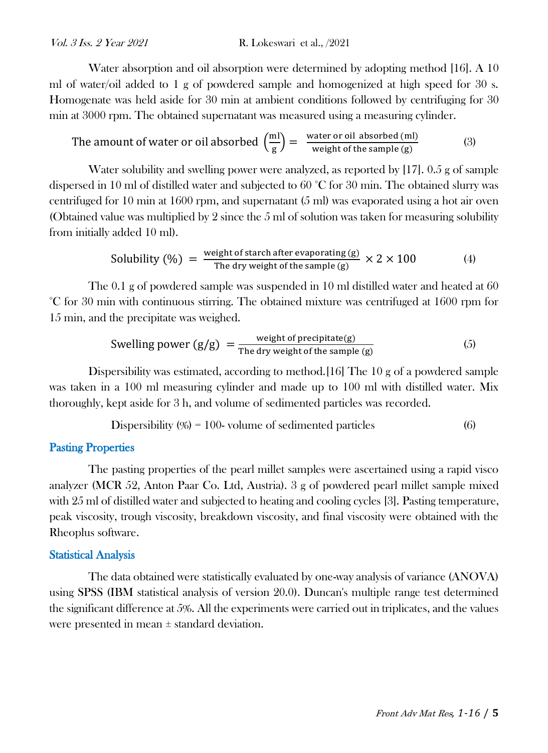Water absorption and oil absorption were determined by adopting method [16]. A 10 ml of water/oil added to 1 g of powdered sample and homogenized at high speed for 30 s. Homogenate was held aside for 30 min at ambient conditions followed by centrifuging for 30 min at 3000 rpm. The obtained supernatant was measured using a measuring cylinder.

$$\text{The amount of water or oil absorbed } \left(\frac{\text{ml}}{\text{g}}\right) = \frac{\text{water or oil absorbed (ml)}}{\text{weight of the sample (g)}} \tag{3}$$

Water solubility and swelling power were analyzed, as reported by [17]. 0.5 g of sample dispersed in 10 ml of distilled water and subjected to 60 °C for 30 min. The obtained slurry was centrifuged for 10 min at 1600 rpm, and supernatant (5 ml) was evaporated using a hot air oven (Obtained value was multiplied by 2 since the 5 ml of solution was taken for measuring solubility from initially added 10 ml).

$$\text{Solubility (\%)} = \frac{\text{weight of starch after evaporating (g)}}{\text{The dry weight of the sample (g)}} \times 2 \times 100 \tag{4}$$

The 0.1 g of powdered sample was suspended in 10 ml distilled water and heated at 60 °C for 30 min with continuous stirring. The obtained mixture was centrifuged at 1600 rpm for 15 min, and the precipitate was weighed.

$$\text{Swelling power (g/g)} = \frac{\text{weight of precipitate(g)}}{\text{The dry weight of the sample (g)}} \tag{5}$$

Dispersibility was estimated, according to method.[16] The 10 g of a powdered sample was taken in a 100 ml measuring cylinder and made up to 100 ml with distilled water. Mix thoroughly, kept aside for 3 h, and volume of sedimented particles was recorded.

$$\text{Dispersibility (\%)} = 100 - \text{volume of sedimented particles} \tag{6}$$

## Pasting Properties

The pasting properties of the pearl millet samples were ascertained using a rapid visco analyzer (MCR 52, Anton Paar Co. Ltd, Austria). 3 g of powdered pearl millet sample mixed with 25 ml of distilled water and subjected to heating and cooling cycles [3]. Pasting temperature, peak viscosity, trough viscosity, breakdown viscosity, and final viscosity were obtained with the Rheoplus software.

## Statistical Analysis

The data obtained were statistically evaluated by one-way analysis of variance (ANOVA) using SPSS (IBM statistical analysis of version 20.0). Duncan's multiple range test determined the significant difference at 5%. All the experiments were carried out in triplicates, and the values were presented in mean ± standard deviation.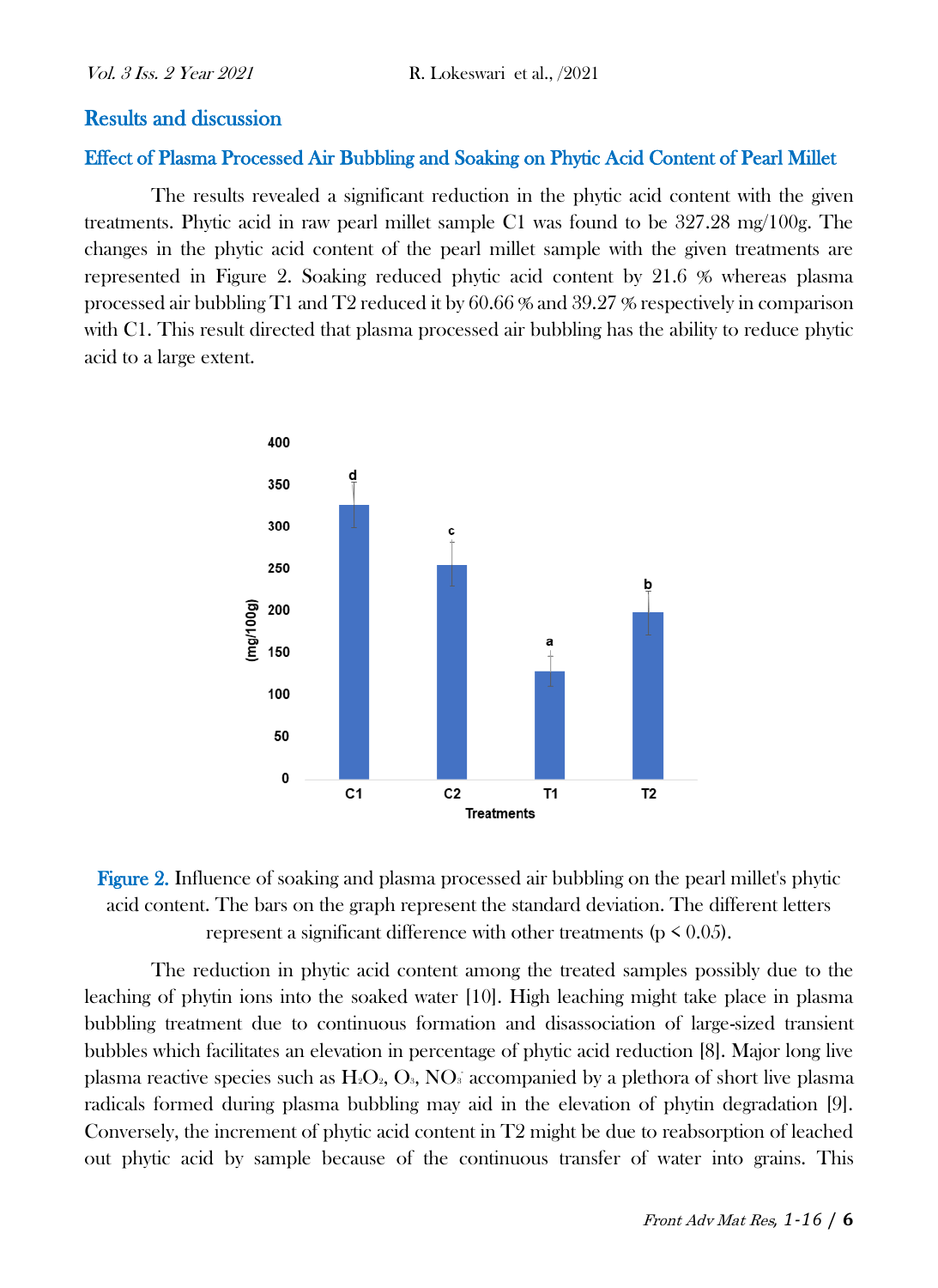## Results and discussion

### Effect of Plasma Processed Air Bubbling and Soaking on Phytic Acid Content of Pearl Millet

The results revealed a significant reduction in the phytic acid content with the given treatments. Phytic acid in raw pearl millet sample C1 was found to be 327.28 mg/100g. The changes in the phytic acid content of the pearl millet sample with the given treatments are represented in Figure 2. Soaking reduced phytic acid content by 21.6 % whereas plasma processed air bubbling T1 and T2 reduced it by 60.66 % and 39.27 % respectively in comparison with C1. This result directed that plasma processed air bubbling has the ability to reduce phytic acid to a large extent.

Figure 2. Influence of soaking and plasma processed air bubbling on the pearl millet's phytic acid content. The bars on the graph represent the standard deviation. The different letters represent a significant difference with other treatments ($p < 0.05$).

The reduction in phytic acid content among the treated samples possibly due to the leaching of phytin ions into the soaked water [10]. High leaching might take place in plasma bubbling treatment due to continuous formation and disassociation of large-sized transient bubbles which facilitates an elevation in percentage of phytic acid reduction [8]. Major long live plasma reactive species such as $H_2O_2$, $O_3$, $NO_3^-$ accompanied by a plethora of short live plasma radicals formed during plasma bubbling may aid in the elevation of phytin degradation [9]. Conversely, the increment of phytic acid content in T2 might be due to reabsorption of leached out phytic acid by sample because of the continuous transfer of water into grains. This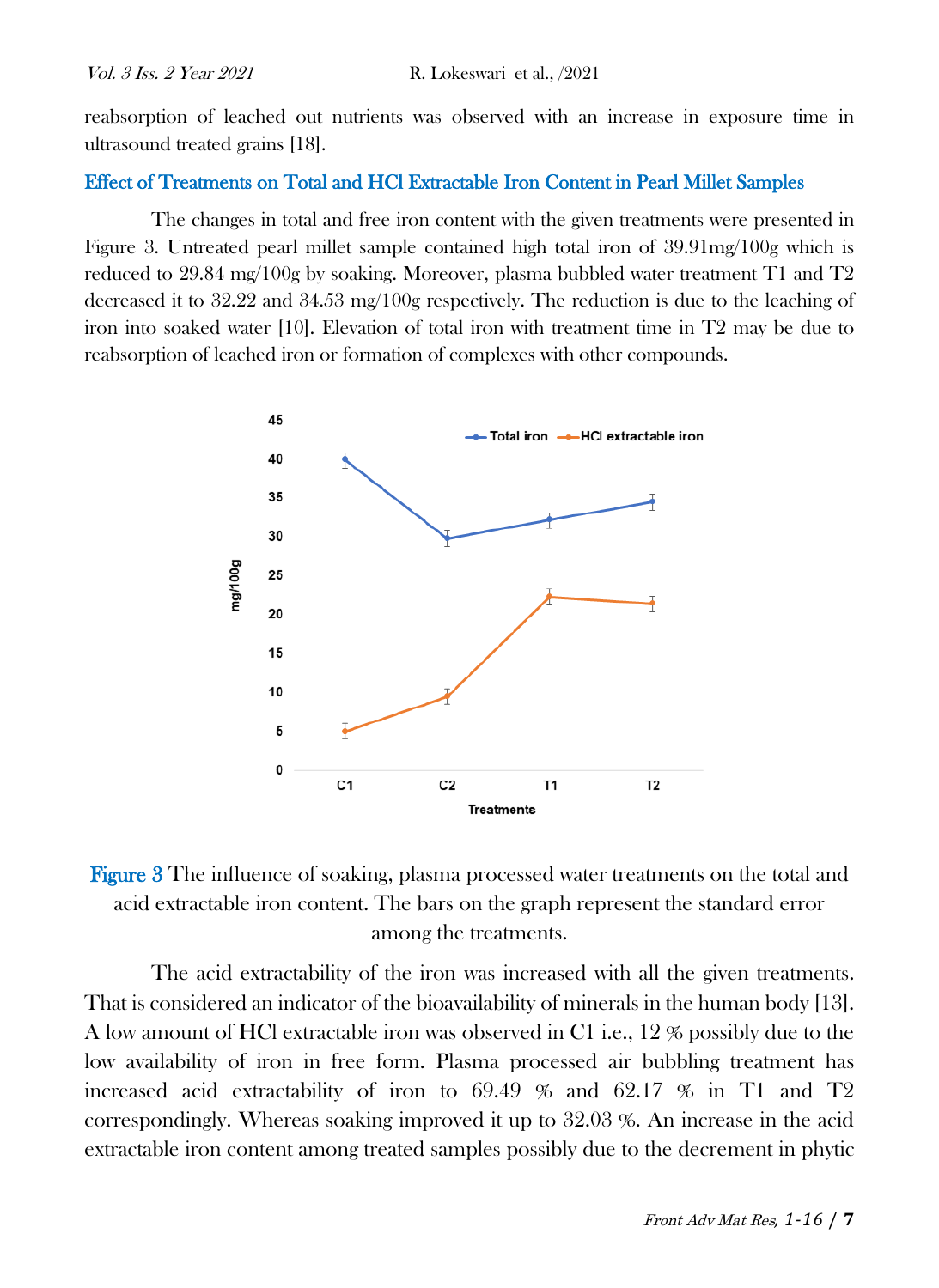reabsorption of leached out nutrients was observed with an increase in exposure time in ultrasound treated grains [18].

### Effect of Treatments on Total and HCl Extractable Iron Content in Pearl Millet Samples

The changes in total and free iron content with the given treatments were presented in Figure 3. Untreated pearl millet sample contained high total iron of 39.91mg/100g which is reduced to 29.84 mg/100g by soaking. Moreover, plasma bubbled water treatment T1 and T2 decreased it to 32.22 and 34.53 mg/100g respectively. The reduction is due to the leaching of iron into soaked water [10]. Elevation of total iron with treatment time in T2 may be due to reabsorption of leached iron or formation of complexes with other compounds.

**Figure 3** The influence of soaking, plasma processed water treatments on the total and acid extractable iron content. The bars on the graph represent the standard error among the treatments.

The acid extractability of the iron was increased with all the given treatments. That is considered an indicator of the bioavailability of minerals in the human body [13]. A low amount of HCl extractable iron was observed in C1 i.e., 12 % possibly due to the low availability of iron in free form. Plasma processed air bubbling treatment has increased acid extractability of iron to 69.49 % and 62.17 % in T1 and T2 correspondingly. Whereas soaking improved it up to 32.03 %. An increase in the acid extractable iron content among treated samples possibly due to the decrement in phytic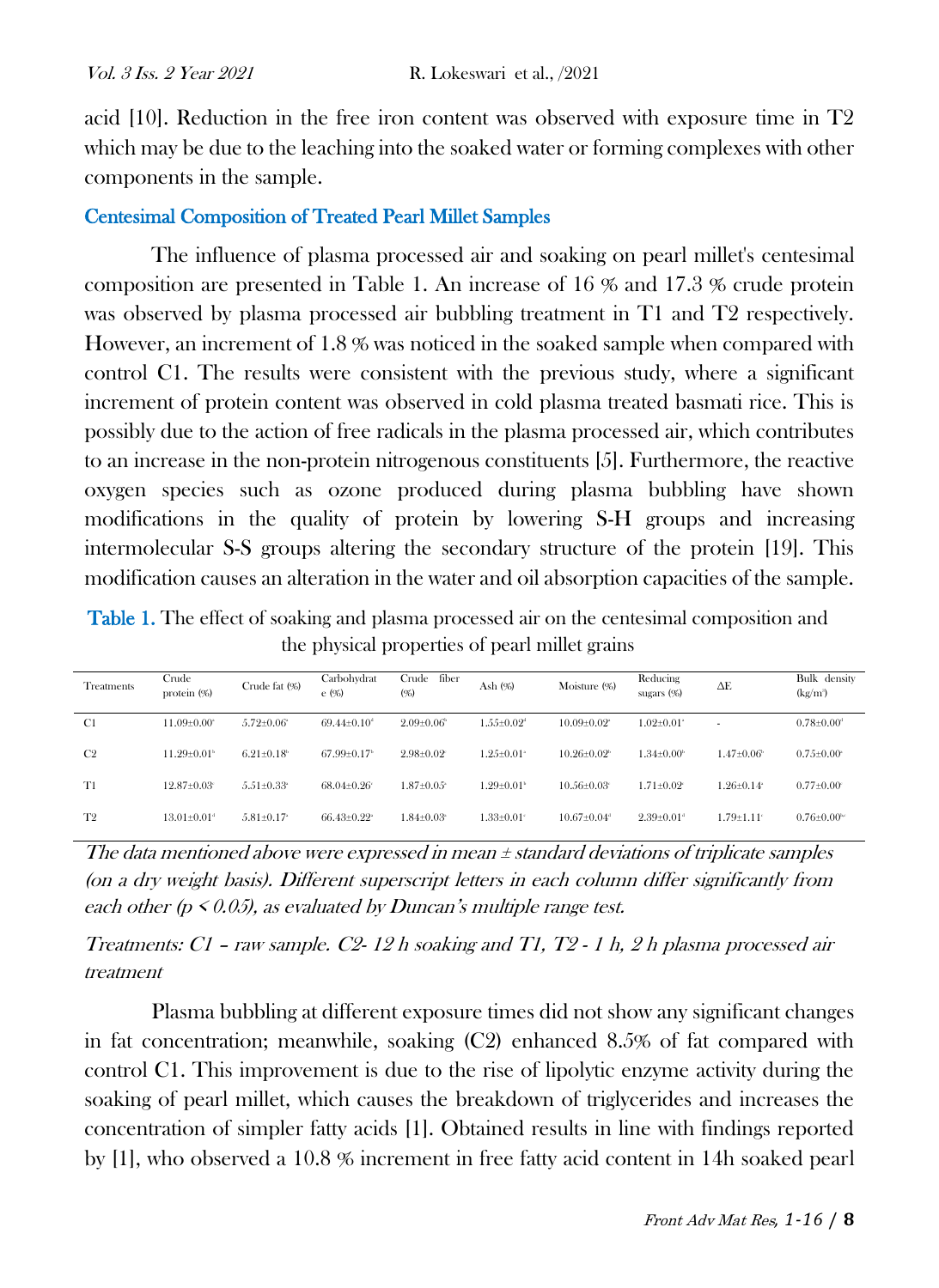acid [10]. Reduction in the free iron content was observed with exposure time in T2 which may be due to the leaching into the soaked water or forming complexes with other components in the sample.

## Centesimal Composition of Treated Pearl Millet Samples

The influence of plasma processed air and soaking on pearl millet's centesimal composition are presented in Table 1. An increase of 16 % and 17.3 % crude protein was observed by plasma processed air bubbling treatment in T1 and T2 respectively. However, an increment of 1.8 % was noticed in the soaked sample when compared with control C1. The results were consistent with the previous study, where a significant increment of protein content was observed in cold plasma treated basmati rice. This is possibly due to the action of free radicals in the plasma processed air, which contributes to an increase in the non-protein nitrogenous constituents [5]. Furthermore, the reactive oxygen species such as ozone produced during plasma bubbling have shown modifications in the quality of protein by lowering S-H groups and increasing intermolecular S-S groups altering the secondary structure of the protein [19]. This modification causes an alteration in the water and oil absorption capacities of the sample.

**Table 1.** The effect of soaking and plasma processed air on the centesimal composition and the physical properties of pearl millet grains

| Treatments | Crude protein (%) | Crude fat (%) | Carbohydrate (%) | Crude fiber (%) | Ash (%) | Moisture (%) | Reducing sugars (%) | ΔE | Bulk density (kg/m$^3$) |
|---|---|---|---|---|---|---|---|---|---|
| C1 | 11.09±0.00$^a$ | 5.72±0.06$^a$ | 69.44±0.10$^d$ | 2.09±0.06$^b$ | 1.55±0.02$^d$ | 10.09±0.02$^a$ | 1.02±0.01$^a$ | - | 0.78±0.00$^d$ |
| C2 | 11.29±0.01$^b$ | 6.21±0.18$^b$ | 67.99±0.17$^b$ | 2.98±0.02$^c$ | 1.25±0.01$^a$ | 10.26±0.02$^b$ | 1.34±0.00$^b$ | 1.47±0.06$^b$ | 0.75±0.00$^a$ |
| T1 | 12.87±0.03$^c$ | 5.51±0.33$^a$ | 68.04±0.26$^c$ | 1.87±0.05$^a$ | 1.29±0.01$^b$ | 10.56±0.03$^c$ | 1.71±0.02$^c$ | 1.26±0.14$^a$ | 0.77±0.00$^c$ |
| T2 | 13.01±0.01$^d$ | 5.81±0.17$^a$ | 66.43±0.22$^a$ | 1.84±0.03$^a$ | 1.33±0.01$^c$ | 10.67±0.04$^d$ | 2.39±0.01$^d$ | 1.79±1.11$^c$ | 0.76±0.00$^{bc}$ |

*The data mentioned above were expressed in mean ± standard deviations of triplicate samples (on a dry weight basis). Different superscript letters in each column differ significantly from each other ($p < 0.05$), as evaluated by Duncan's multiple range test.*

*Treatments: C1 – raw sample. C2- 12 h soaking and T1, T2 - 1 h, 2 h plasma processed air treatment*

Plasma bubbling at different exposure times did not show any significant changes in fat concentration; meanwhile, soaking (C2) enhanced 8.5% of fat compared with control C1. This improvement is due to the rise of lipolytic enzyme activity during the soaking of pearl millet, which causes the breakdown of triglycerides and increases the concentration of simpler fatty acids [1]. Obtained results in line with findings reported by [1], who observed a 10.8 % increment in free fatty acid content in 14h soaked pearl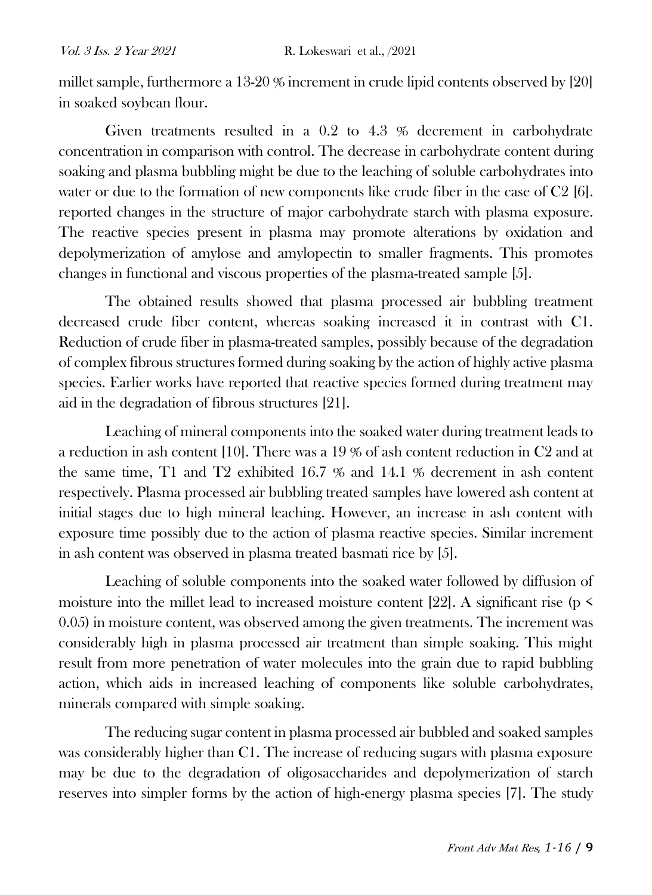millet sample, furthermore a 13-20 % increment in crude lipid contents observed by [20] in soaked soybean flour.

Given treatments resulted in a 0.2 to 4.3 % decrement in carbohydrate concentration in comparison with control. The decrease in carbohydrate content during soaking and plasma bubbling might be due to the leaching of soluble carbohydrates into water or due to the formation of new components like crude fiber in the case of C2 [6]. reported changes in the structure of major carbohydrate starch with plasma exposure. The reactive species present in plasma may promote alterations by oxidation and depolymerization of amylose and amylopectin to smaller fragments. This promotes changes in functional and viscous properties of the plasma-treated sample [5].

The obtained results showed that plasma processed air bubbling treatment decreased crude fiber content, whereas soaking increased it in contrast with C1. Reduction of crude fiber in plasma-treated samples, possibly because of the degradation of complex fibrous structures formed during soaking by the action of highly active plasma species. Earlier works have reported that reactive species formed during treatment may aid in the degradation of fibrous structures [21].

Leaching of mineral components into the soaked water during treatment leads to a reduction in ash content [10]. There was a 19 % of ash content reduction in C2 and at the same time, T1 and T2 exhibited 16.7 % and 14.1 % decrement in ash content respectively. Plasma processed air bubbling treated samples have lowered ash content at initial stages due to high mineral leaching. However, an increase in ash content with exposure time possibly due to the action of plasma reactive species. Similar increment in ash content was observed in plasma treated basmati rice by [5].

Leaching of soluble components into the soaked water followed by diffusion of moisture into the millet lead to increased moisture content [22]. A significant rise ($p < 0.05$) in moisture content, was observed among the given treatments. The increment was considerably high in plasma processed air treatment than simple soaking. This might result from more penetration of water molecules into the grain due to rapid bubbling action, which aids in increased leaching of components like soluble carbohydrates, minerals compared with simple soaking.

The reducing sugar content in plasma processed air bubbled and soaked samples was considerably higher than C1. The increase of reducing sugars with plasma exposure may be due to the degradation of oligosaccharides and depolymerization of starch reserves into simpler forms by the action of high-energy plasma species [7]. The study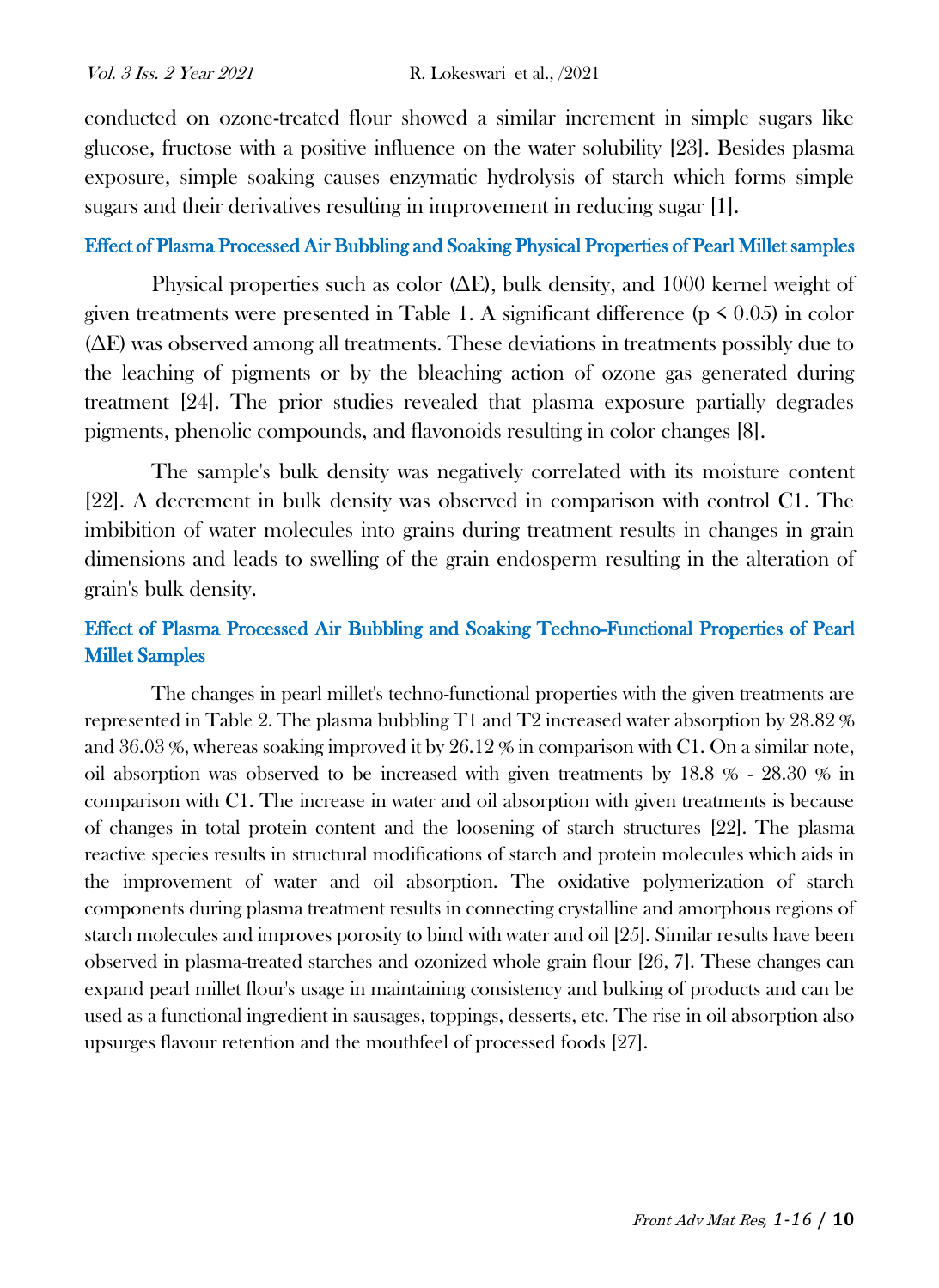conducted on ozone-treated flour showed a similar increment in simple sugars like glucose, fructose with a positive influence on the water solubility [23]. Besides plasma exposure, simple soaking causes enzymatic hydrolysis of starch which forms simple sugars and their derivatives resulting in improvement in reducing sugar [1].

### Effect of Plasma Processed Air Bubbling and Soaking Physical Properties of Pearl Millet samples

Physical properties such as color ($\Delta E$), bulk density, and 1000 kernel weight of given treatments were presented in Table 1. A significant difference ($p < 0.05$) in color ($\Delta E$) was observed among all treatments. These deviations in treatments possibly due to the leaching of pigments or by the bleaching action of ozone gas generated during treatment [24]. The prior studies revealed that plasma exposure partially degrades pigments, phenolic compounds, and flavonoids resulting in color changes [8].

The sample's bulk density was negatively correlated with its moisture content [22]. A decrement in bulk density was observed in comparison with control C1. The imbibition of water molecules into grains during treatment results in changes in grain dimensions and leads to swelling of the grain endosperm resulting in the alteration of grain's bulk density.

### Effect of Plasma Processed Air Bubbling and Soaking Techno-Functional Properties of Pearl Millet Samples

The changes in pearl millet's techno-functional properties with the given treatments are represented in Table 2. The plasma bubbling T1 and T2 increased water absorption by 28.82 % and 36.03 %, whereas soaking improved it by 26.12 % in comparison with C1. On a similar note, oil absorption was observed to be increased with given treatments by 18.8 % - 28.30 % in comparison with C1. The increase in water and oil absorption with given treatments is because of changes in total protein content and the loosening of starch structures [22]. The plasma reactive species results in structural modifications of starch and protein molecules which aids in the improvement of water and oil absorption. The oxidative polymerization of starch components during plasma treatment results in connecting crystalline and amorphous regions of starch molecules and improves porosity to bind with water and oil [25]. Similar results have been observed in plasma-treated starches and ozonized whole grain flour [26, 7]. These changes can expand pearl millet flour's usage in maintaining consistency and bulking of products and can be used as a functional ingredient in sausages, toppings, desserts, etc. The rise in oil absorption also upsurges flavour retention and the mouthfeel of processed foods [27].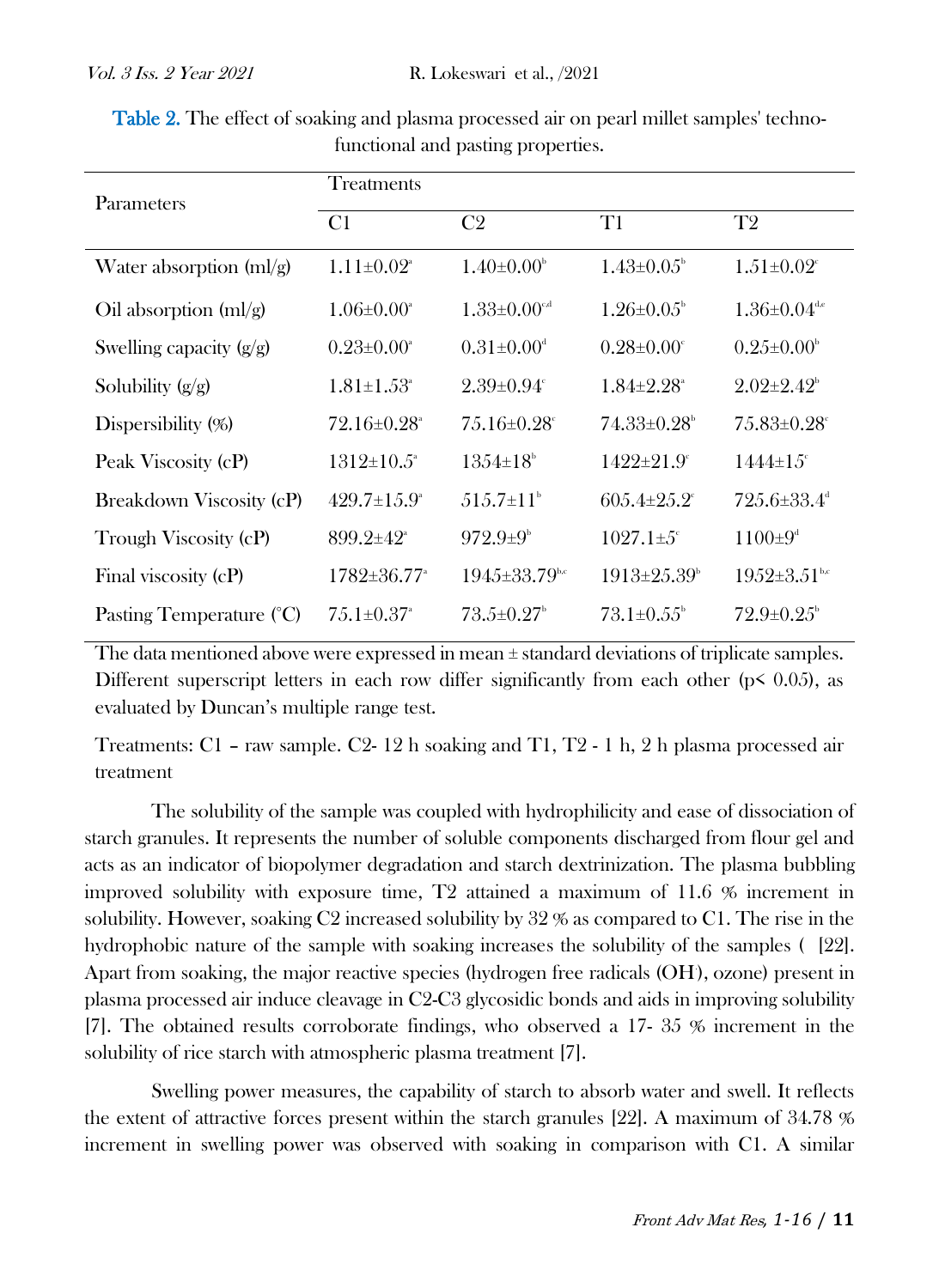**Table 2.** The effect of soaking and plasma processed air on pearl millet samples' techno-functional and pasting properties.

| Parameters | Treatments | | | |
|---|---|---|---|---|
| | C1 | C2 | T1 | T2 |
| Water absorption (ml/g) | $1.11±0.02^{a}$ | $1.40±0.00^{b}$ | $1.43±0.05^{b}$ | $1.51±0.02^{c}$ |
| Oil absorption (ml/g) | $1.06±0.00^{a}$ | $1.33±0.00^{c,d}$ | $1.26±0.05^{b}$ | $1.36±0.04^{d,e}$ |
| Swelling capacity (g/g) | $0.23±0.00^{a}$ | $0.31±0.00^{d}$ | $0.28±0.00^{c}$ | $0.25±0.00^{b}$ |
| Solubility (g/g) | $1.81±1.53^{a}$ | $2.39±0.94^{c}$ | $1.84±2.28^{a}$ | $2.02±2.42^{b}$ |
| Dispersibility (%) | $72.16±0.28^{a}$ | $75.16±0.28^{c}$ | $74.33±0.28^{b}$ | $75.83±0.28^{c}$ |
| Peak Viscosity (cP) | $1312±10.5^{a}$ | $1354±18^{b}$ | $1422±21.9^{c}$ | $1444±15^{c}$ |
| Breakdown Viscosity (cP) | $429.7±15.9^{a}$ | $515.7±11^{b}$ | $605.4±25.2^{c}$ | $725.6±33.4^{d}$ |
| Trough Viscosity (cP) | $899.2±42^{a}$ | $972.9±9^{b}$ | $1027.1±5^{c}$ | $1100±9^{d}$ |
| Final viscosity (cP) | $1782±36.77^{a}$ | $1945±33.79^{b,c}$ | $1913±25.39^{b}$ | $1952±3.51^{b,c}$ |
| Pasting Temperature (°C) | $75.1±0.37^{a}$ | $73.5±0.27^{b}$ | $73.1±0.55^{b}$ | $72.9±0.25^{b}$ |

The data mentioned above were expressed in mean ± standard deviations of triplicate samples. Different superscript letters in each row differ significantly from each other ($p < 0.05$), as evaluated by Duncan's multiple range test.

Treatments: C1 – raw sample. C2- 12 h soaking and T1, T2 - 1 h, 2 h plasma processed air treatment

The solubility of the sample was coupled with hydrophilicity and ease of dissociation of starch granules. It represents the number of soluble components discharged from flour gel and acts as an indicator of biopolymer degradation and starch dextrinization. The plasma bubbling improved solubility with exposure time, T2 attained a maximum of 11.6 % increment in solubility. However, soaking C2 increased solubility by 32 % as compared to C1. The rise in the hydrophobic nature of the sample with soaking increases the solubility of the samples ( [22]. Apart from soaking, the major reactive species (hydrogen free radicals ($OH^{-}$), ozone) present in plasma processed air induce cleavage in C2-C3 glycosidic bonds and aids in improving solubility [7]. The obtained results corroborate findings, who observed a 17- 35 % increment in the solubility of rice starch with atmospheric plasma treatment [7].

Swelling power measures, the capability of starch to absorb water and swell. It reflects the extent of attractive forces present within the starch granules [22]. A maximum of 34.78 % increment in swelling power was observed with soaking in comparison with C1. A similar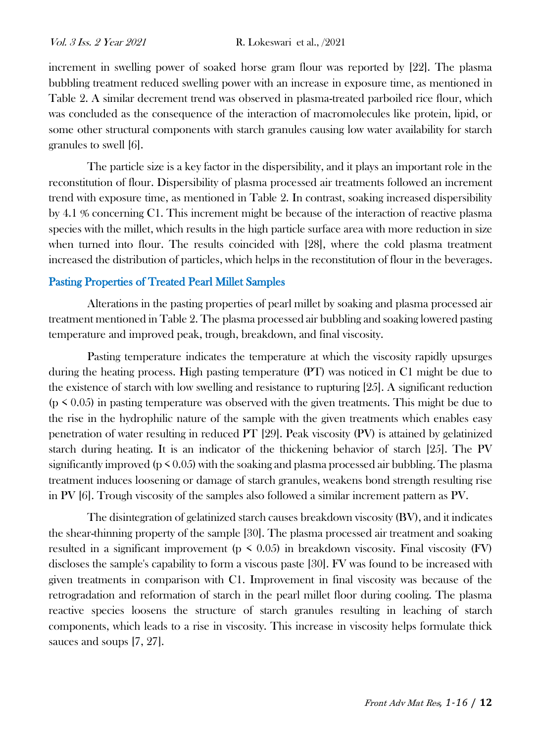increment in swelling power of soaked horse gram flour was reported by [22]. The plasma bubbling treatment reduced swelling power with an increase in exposure time, as mentioned in Table 2. A similar decrement trend was observed in plasma-treated parboiled rice flour, which was concluded as the consequence of the interaction of macromolecules like protein, lipid, or some other structural components with starch granules causing low water availability for starch granules to swell [6].

The particle size is a key factor in the dispersibility, and it plays an important role in the reconstitution of flour. Dispersibility of plasma processed air treatments followed an increment trend with exposure time, as mentioned in Table 2. In contrast, soaking increased dispersibility by 4.1 % concerning C1. This increment might be because of the interaction of reactive plasma species with the millet, which results in the high particle surface area with more reduction in size when turned into flour. The results coincided with [28], where the cold plasma treatment increased the distribution of particles, which helps in the reconstitution of flour in the beverages.

## Pasting Properties of Treated Pearl Millet Samples

Alterations in the pasting properties of pearl millet by soaking and plasma processed air treatment mentioned in Table 2. The plasma processed air bubbling and soaking lowered pasting temperature and improved peak, trough, breakdown, and final viscosity.

Pasting temperature indicates the temperature at which the viscosity rapidly upsurges during the heating process. High pasting temperature (PT) was noticed in C1 might be due to the existence of starch with low swelling and resistance to rupturing [25]. A significant reduction ($p < 0.05$) in pasting temperature was observed with the given treatments. This might be due to the rise in the hydrophilic nature of the sample with the given treatments which enables easy penetration of water resulting in reduced PT [29]. Peak viscosity (PV) is attained by gelatinized starch during heating. It is an indicator of the thickening behavior of starch [25]. The PV significantly improved ($p < 0.05$) with the soaking and plasma processed air bubbling. The plasma treatment induces loosening or damage of starch granules, weakens bond strength resulting rise in PV [6]. Trough viscosity of the samples also followed a similar increment pattern as PV.

The disintegration of gelatinized starch causes breakdown viscosity (BV), and it indicates the shear-thinning property of the sample [30]. The plasma processed air treatment and soaking resulted in a significant improvement ($p < 0.05$) in breakdown viscosity. Final viscosity (FV) discloses the sample's capability to form a viscous paste [30]. FV was found to be increased with given treatments in comparison with C1. Improvement in final viscosity was because of the retrogradation and reformation of starch in the pearl millet floor during cooling. The plasma reactive species loosens the structure of starch granules resulting in leaching of starch components, which leads to a rise in viscosity. This increase in viscosity helps formulate thick sauces and soups [7, 27].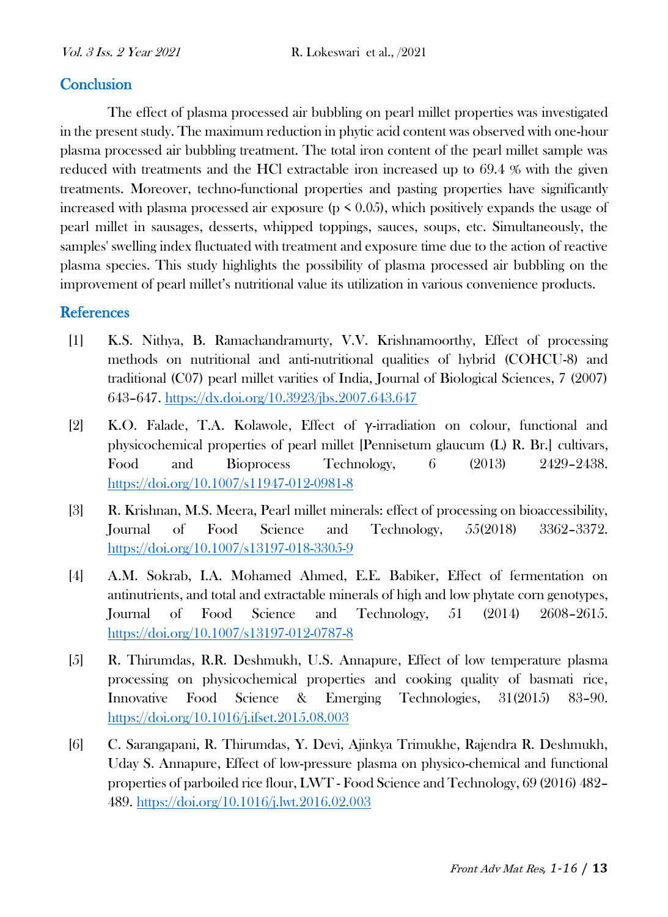## Conclusion

The effect of plasma processed air bubbling on pearl millet properties was investigated in the present study. The maximum reduction in phytic acid content was observed with one-hour plasma processed air bubbling treatment. The total iron content of the pearl millet sample was reduced with treatments and the HCl extractable iron increased up to 69.4 % with the given treatments. Moreover, techno-functional properties and pasting properties have significantly increased with plasma processed air exposure ($p < 0.05$), which positively expands the usage of pearl millet in sausages, desserts, whipped toppings, sauces, soups, etc. Simultaneously, the samples' swelling index fluctuated with treatment and exposure time due to the action of reactive plasma species. This study highlights the possibility of plasma processed air bubbling on the improvement of pearl millet's nutritional value its utilization in various convenience products.

## References

[1] K.S. Nithya, B. Ramachandramurty, V.V. Krishnamoorthy, Effect of processing methods on nutritional and anti-nutritional qualities of hybrid (COHCU-8) and traditional (C07) pearl millet varities of India, Journal of Biological Sciences, 7 (2007) 643–647. https://dx.doi.org/10.3923/jbs.2007.643.647

[2] K.O. Falade, T.A. Kolawole, Effect of γ-irradiation on colour, functional and physicochemical properties of pearl millet [Pennisetum glaucum (L) R. Br.] cultivars, Food and Bioprocess Technology, 6 (2013) 2429–2438. https://doi.org/10.1007/s11947-012-0981-8

[3] R. Krishnan, M.S. Meera, Pearl millet minerals: effect of processing on bioaccessibility, Journal of Food Science and Technology, 55(2018) 3362–3372. https://doi.org/10.1007/s13197-018-3305-9

[4] A.M. Sokrab, I.A. Mohamed Ahmed, E.E. Babiker, Effect of fermentation on antinutrients, and total and extractable minerals of high and low phytate corn genotypes, Journal of Food Science and Technology, 51 (2014) 2608–2615. https://doi.org/10.1007/s13197-012-0787-8

[5] R. Thirumdas, R.R. Deshmukh, U.S. Annapure, Effect of low temperature plasma processing on physicochemical properties and cooking quality of basmati rice, Innovative Food Science & Emerging Technologies, 31(2015) 83–90. https://doi.org/10.1016/j.ifset.2015.08.003

[6] C. Sarangapani, R. Thirumdas, Y. Devi, Ajinkya Trimukhe, Rajendra R. Deshmukh, Uday S. Annapure, Effect of low-pressure plasma on physico-chemical and functional properties of parboiled rice flour, LWT - Food Science and Technology, 69 (2016) 482–489. https://doi.org/10.1016/j.lwt.2016.02.003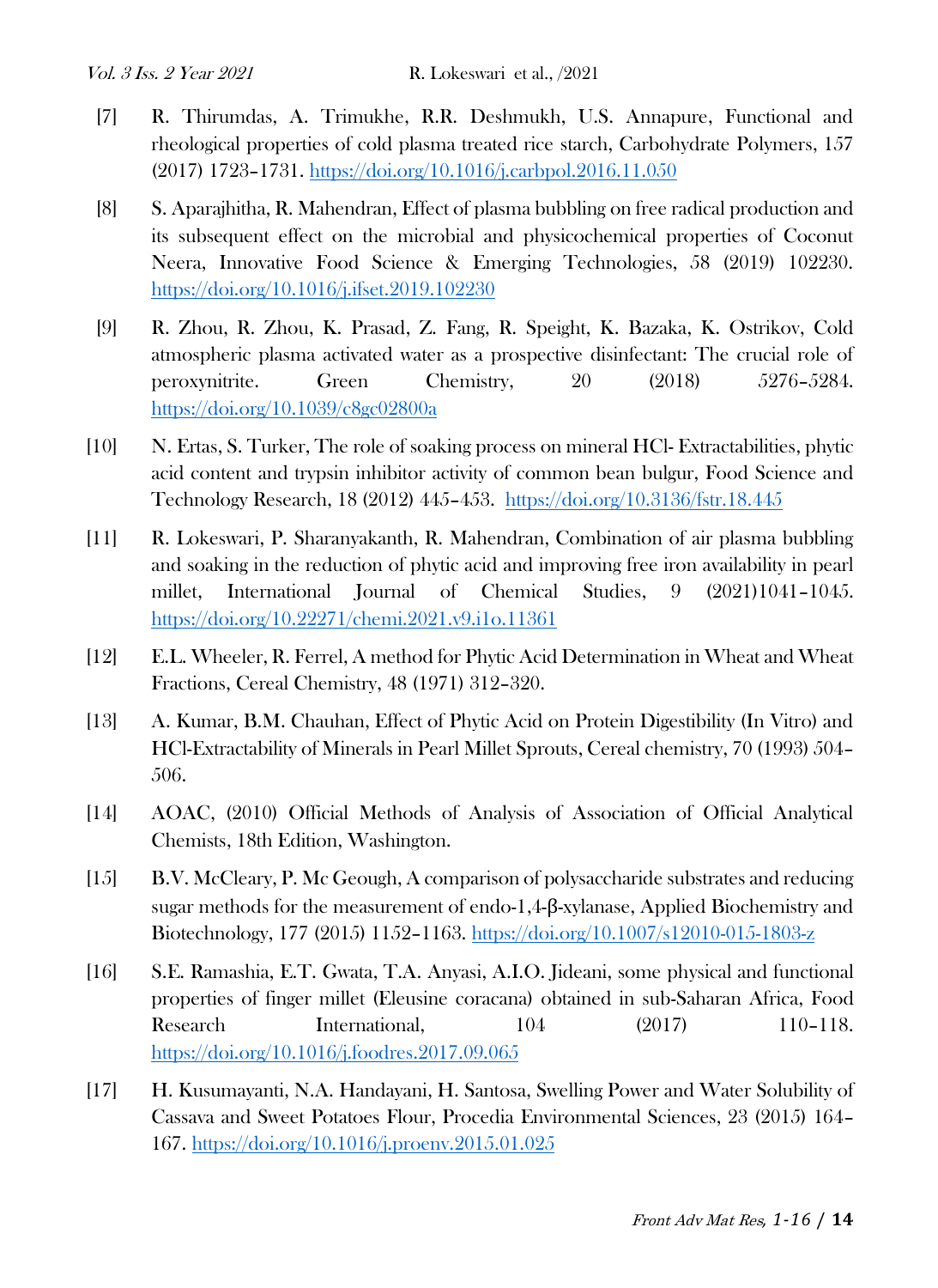[7] R. Thirumdas, A. Trimukhe, R.R. Deshmukh, U.S. Annapure, Functional and rheological properties of cold plasma treated rice starch, Carbohydrate Polymers, 157 (2017) 1723–1731. https://doi.org/10.1016/j.carbpol.2016.11.050

[8] S. Aparajhitha, R. Mahendran, Effect of plasma bubbling on free radical production and its subsequent effect on the microbial and physicochemical properties of Coconut Neera, Innovative Food Science & Emerging Technologies, 58 (2019) 102230. https://doi.org/10.1016/j.ifset.2019.102230

[9] R. Zhou, R. Zhou, K. Prasad, Z. Fang, R. Speight, K. Bazaka, K. Ostrikov, Cold atmospheric plasma activated water as a prospective disinfectant: The crucial role of peroxynitrite. Green Chemistry, 20 (2018) 5276–5284. https://doi.org/10.1039/c8gc02800a

[10] N. Ertas, S. Turker, The role of soaking process on mineral HCl- Extractabilities, phytic acid content and trypsin inhibitor activity of common bean bulgur, Food Science and Technology Research, 18 (2012) 445–453. https://doi.org/10.3136/fstr.18.445

[11] R. Lokeswari, P. Sharanyakanth, R. Mahendran, Combination of air plasma bubbling and soaking in the reduction of phytic acid and improving free iron availability in pearl millet, International Journal of Chemical Studies, 9 (2021)1041–1045. https://doi.org/10.22271/chemi.2021.v9.i1o.11361

[12] E.L. Wheeler, R. Ferrel, A method for Phytic Acid Determination in Wheat and Wheat Fractions, Cereal Chemistry, 48 (1971) 312–320.

[13] A. Kumar, B.M. Chauhan, Effect of Phytic Acid on Protein Digestibility (In Vitro) and HCl-Extractability of Minerals in Pearl Millet Sprouts, Cereal chemistry, 70 (1993) 504–506.

[14] AOAC, (2010) Official Methods of Analysis of Association of Official Analytical Chemists, 18th Edition, Washington.

[15] B.V. McCleary, P. Mc Geough, A comparison of polysaccharide substrates and reducing sugar methods for the measurement of endo-1,4-β-xylanase, Applied Biochemistry and Biotechnology, 177 (2015) 1152–1163. https://doi.org/10.1007/s12010-015-1803-z

[16] S.E. Ramashia, E.T. Gwata, T.A. Anyasi, A.I.O. Jideani, some physical and functional properties of finger millet (Eleusine coracana) obtained in sub-Saharan Africa, Food Research International, 104 (2017) 110–118. https://doi.org/10.1016/j.foodres.2017.09.065

[17] H. Kusumayanti, N.A. Handayani, H. Santosa, Swelling Power and Water Solubility of Cassava and Sweet Potatoes Flour, Procedia Environmental Sciences, 23 (2015) 164–167. https://doi.org/10.1016/j.proenv.2015.01.025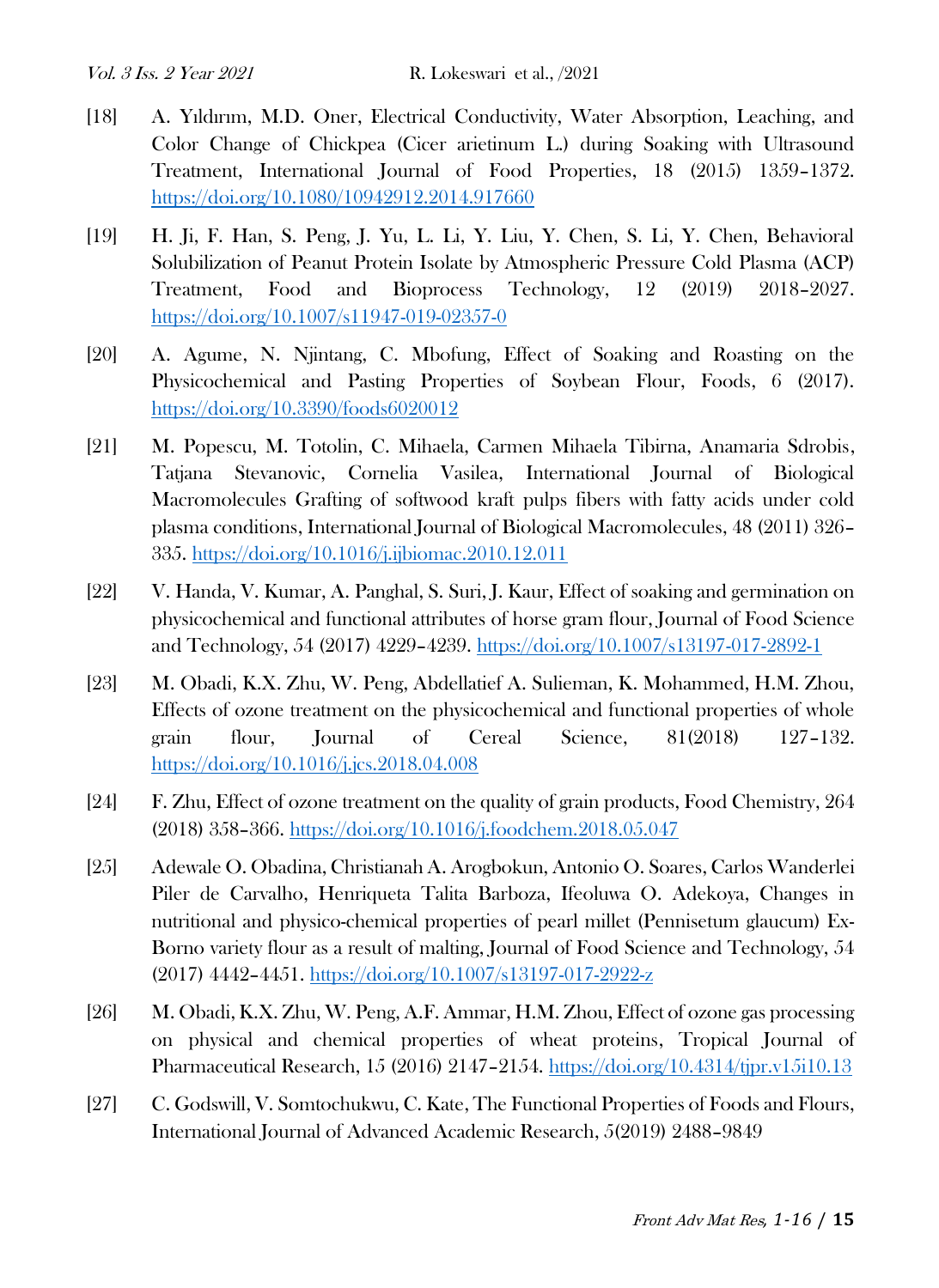[18] A. Yıldırım, M.D. Oner, Electrical Conductivity, Water Absorption, Leaching, and Color Change of Chickpea (Cicer arietinum L.) during Soaking with Ultrasound Treatment, International Journal of Food Properties, 18 (2015) 1359–1372. https://doi.org/10.1080/10942912.2014.917660

[19] H. Ji, F. Han, S. Peng, J. Yu, L. Li, Y. Liu, Y. Chen, S. Li, Y. Chen, Behavioral Solubilization of Peanut Protein Isolate by Atmospheric Pressure Cold Plasma (ACP) Treatment, Food and Bioprocess Technology, 12 (2019) 2018–2027. https://doi.org/10.1007/s11947-019-02357-0

[20] A. Agume, N. Njintang, C. Mbofung, Effect of Soaking and Roasting on the Physicochemical and Pasting Properties of Soybean Flour, Foods, 6 (2017). https://doi.org/10.3390/foods6020012

[21] M. Popescu, M. Totolin, C. Mihaela, Carmen Mihaela Tibirna, Anamaria Sdrobis, Tatjana Stevanovic, Cornelia Vasilea, International Journal of Biological Macromolecules Grafting of softwood kraft pulps fibers with fatty acids under cold plasma conditions, International Journal of Biological Macromolecules, 48 (2011) 326–335. https://doi.org/10.1016/j.ijbiomac.2010.12.011

[22] V. Handa, V. Kumar, A. Panghal, S. Suri, J. Kaur, Effect of soaking and germination on physicochemical and functional attributes of horse gram flour, Journal of Food Science and Technology, 54 (2017) 4229–4239. https://doi.org/10.1007/s13197-017-2892-1

[23] M. Obadi, K.X. Zhu, W. Peng, Abdellatief A. Sulieman, K. Mohammed, H.M. Zhou, Effects of ozone treatment on the physicochemical and functional properties of whole grain flour, Journal of Cereal Science, 81(2018) 127–132. https://doi.org/10.1016/j.jcs.2018.04.008

[24] F. Zhu, Effect of ozone treatment on the quality of grain products, Food Chemistry, 264 (2018) 358–366. https://doi.org/10.1016/j.foodchem.2018.05.047

[25] Adewale O. Obadina, Christianah A. Arogbokun, Antonio O. Soares, Carlos Wanderlei Piler de Carvalho, Henriqueta Talita Barboza, Ifeoluwa O. Adekoya, Changes in nutritional and physico-chemical properties of pearl millet (Pennisetum glaucum) Ex-Borno variety flour as a result of malting, Journal of Food Science and Technology, 54 (2017) 4442–4451. https://doi.org/10.1007/s13197-017-2922-z

[26] M. Obadi, K.X. Zhu, W. Peng, A.F. Ammar, H.M. Zhou, Effect of ozone gas processing on physical and chemical properties of wheat proteins, Tropical Journal of Pharmaceutical Research, 15 (2016) 2147–2154. https://doi.org/10.4314/tjpr.v15i10.13

[27] C. Godswill, V. Somtochukwu, C. Kate, The Functional Properties of Foods and Flours, International Journal of Advanced Academic Research, 5(2019) 2488–9849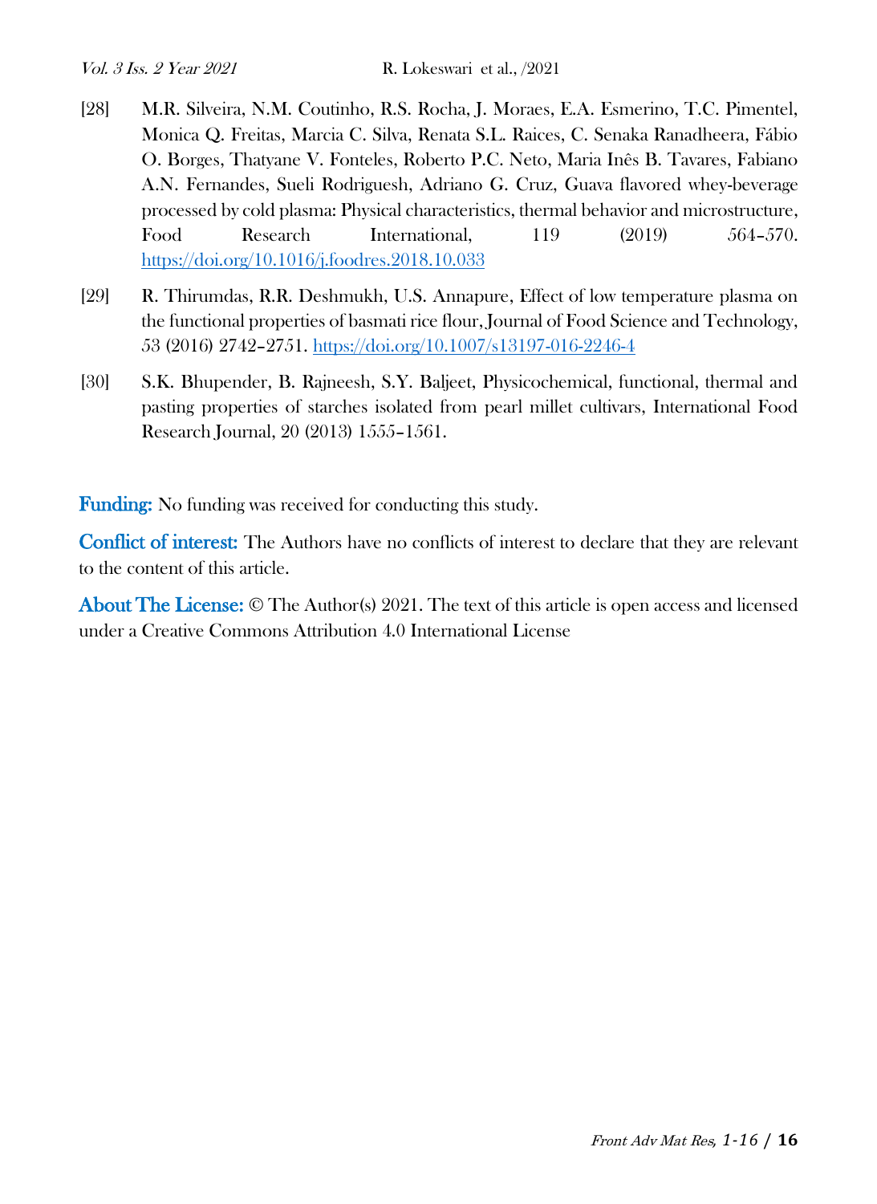[28] M.R. Silveira, N.M. Coutinho, R.S. Rocha, J. Moraes, E.A. Esmerino, T.C. Pimentel, Monica Q. Freitas, Marcia C. Silva, Renata S.L. Raices, C. Senaka Ranadheera, Fábio O. Borges, Thatyane V. Fonteles, Roberto P.C. Neto, Maria Inês B. Tavares, Fabiano A.N. Fernandes, Sueli Rodriguesh, Adriano G. Cruz, Guava flavored whey-beverage processed by cold plasma: Physical characteristics, thermal behavior and microstructure, Food Research International, 119 (2019) 564–570. https://doi.org/10.1016/j.foodres.2018.10.033

[29] R. Thirumdas, R.R. Deshmukh, U.S. Annapure, Effect of low temperature plasma on the functional properties of basmati rice flour, Journal of Food Science and Technology, 53 (2016) 2742–2751. https://doi.org/10.1007/s13197-016-2246-4

[30] S.K. Bhupender, B. Rajneesh, S.Y. Baljeet, Physicochemical, functional, thermal and pasting properties of starches isolated from pearl millet cultivars, International Food Research Journal, 20 (2013) 1555–1561.

**Funding:** No funding was received for conducting this study.

**Conflict of interest:** The Authors have no conflicts of interest to declare that they are relevant to the content of this article.

**About The License:** © The Author(s) 2021. The text of this article is open access and licensed under a Creative Commons Attribution 4.0 International License